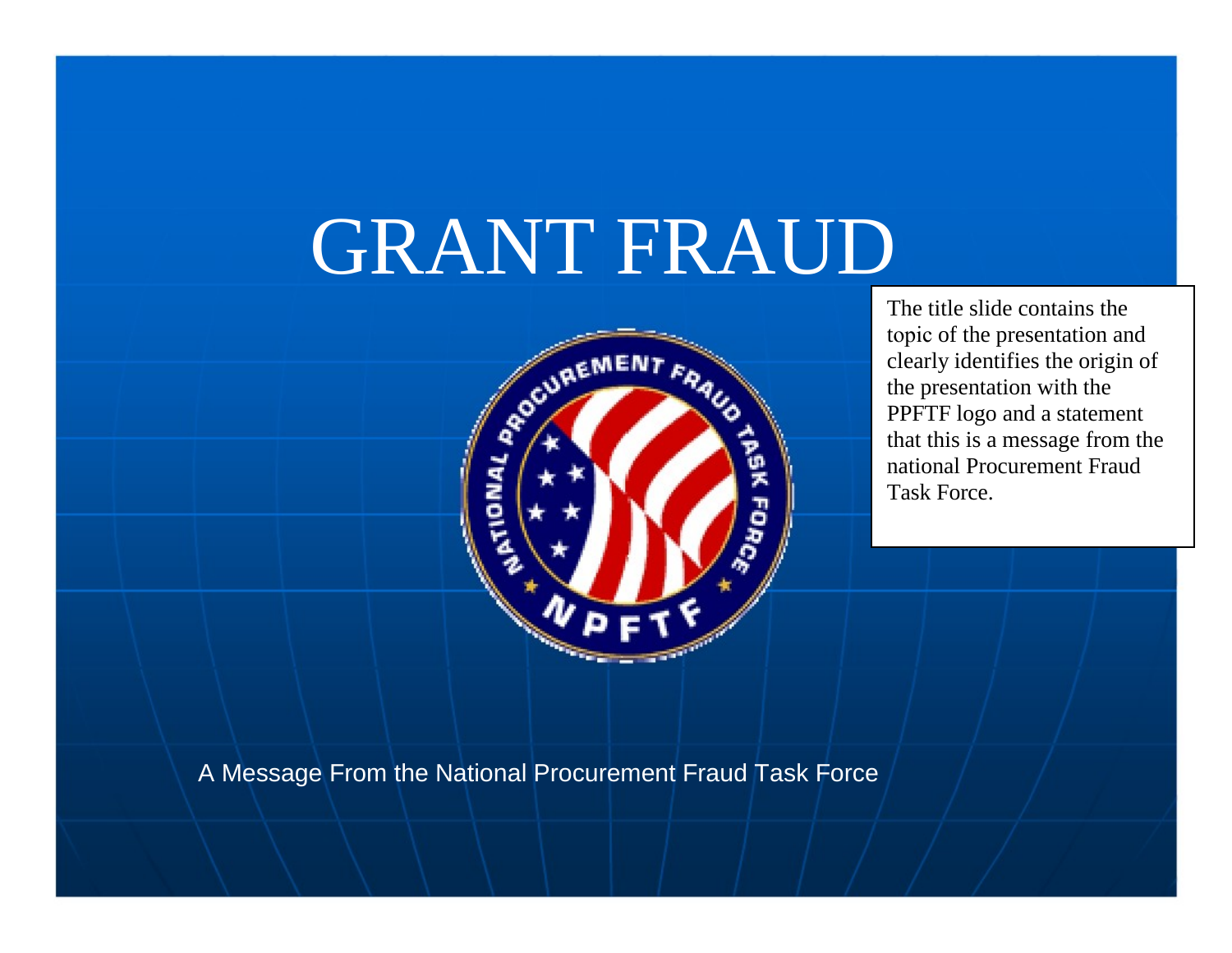# GRANT FRAUD

The title slide contains the topic of the presentation and clearly identifies the origin of the presentation with the PPFTF logo and a statement that this is a message from the national Procurement Fraud Task Force.

A Message From the National Procurement Fraud Task Force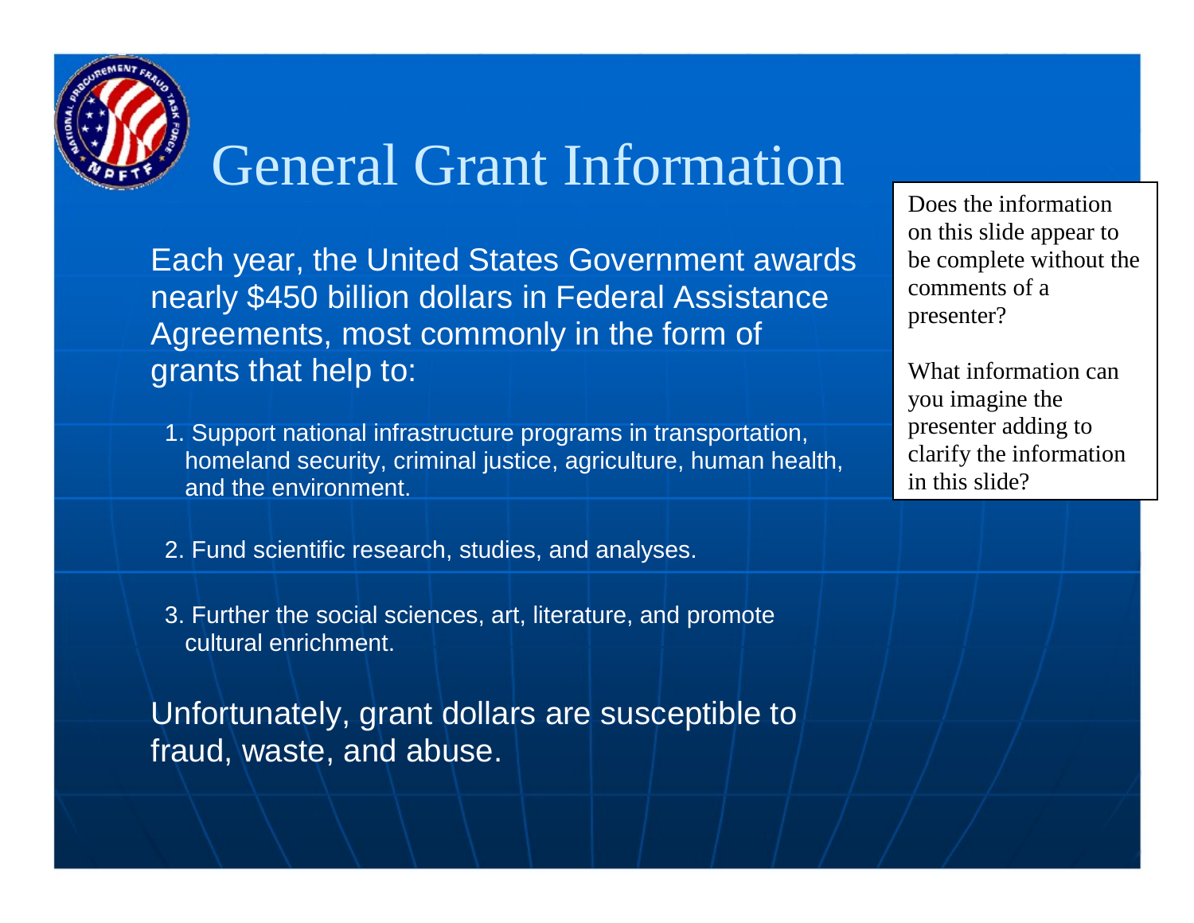# General Grant Information

Each year, the United States Government awards nearly $450 billion dollars in Federal Assistance Agreements, most commonly in the form of grants that help to:

1. Support national infrastructure programs in transportation, homeland security, criminal justice, agriculture, human health, and the environment.

2. Fund scientific research, studies, and analyses.

3. Further the social sciences, art, literature, and promote cultural enrichment.

Unfortunately, grant dollars are susceptible to fraud, waste, and abuse.

Does the information on this slide appear to be complete without the comments of a presenter?

What information can you imagine the presenter adding to clarify the information in this slide?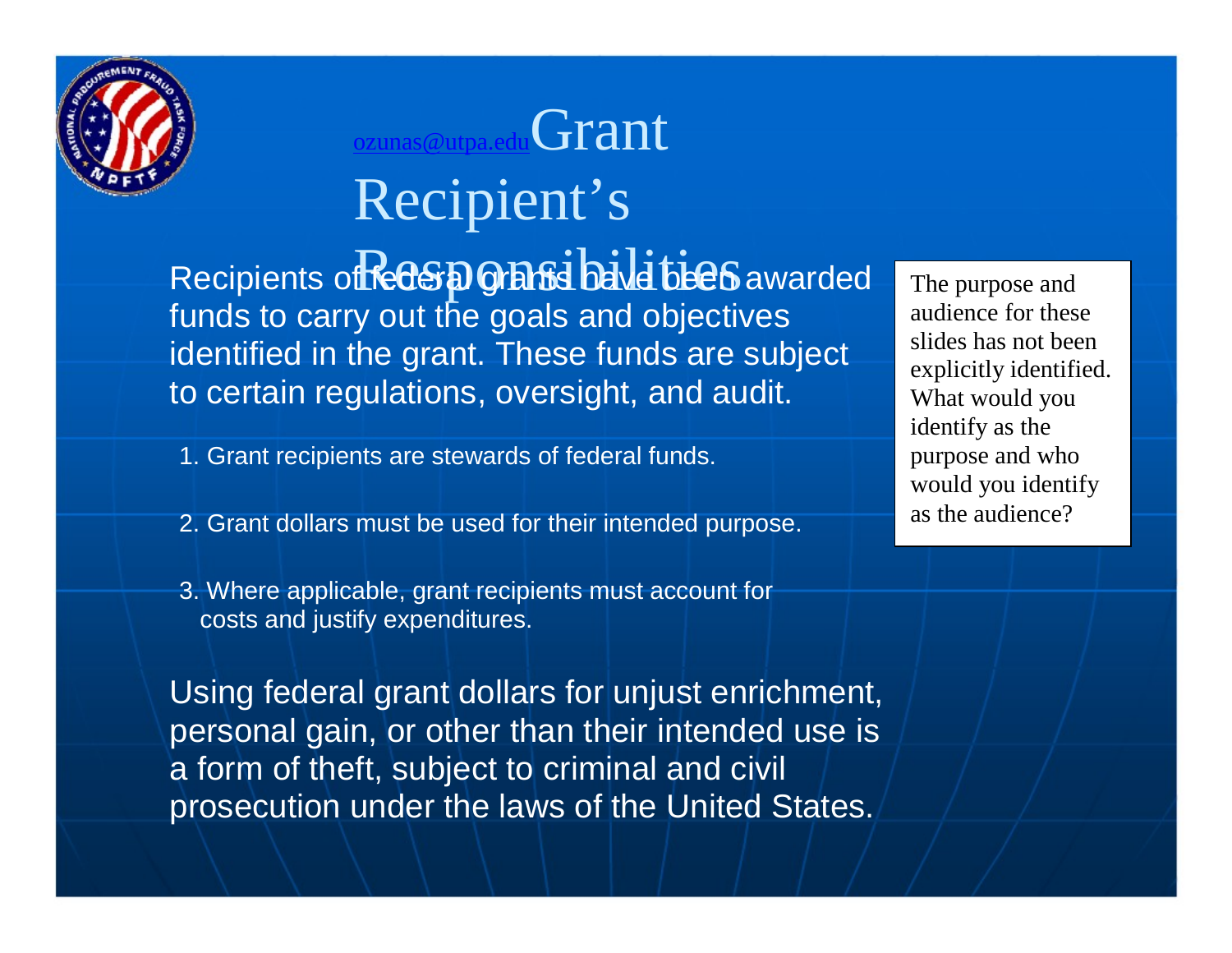ozunas@utpa.edu

# Grant Recipient's Responsibilities

Recipients of federal grants have been awarded funds to carry out the goals and objectives identified in the grant. These funds are subject to certain regulations, oversight, and audit.

1. Grant recipients are stewards of federal funds.
2. Grant dollars must be used for their intended purpose.
3. Where applicable, grant recipients must account for costs and justify expenditures.

Using federal grant dollars for unjust enrichment, personal gain, or other than their intended use is a form of theft, subject to criminal and civil prosecution under the laws of the United States.

The purpose and audience for these slides has not been explicitly identified. What would you identify as the purpose and who would you identify as the audience?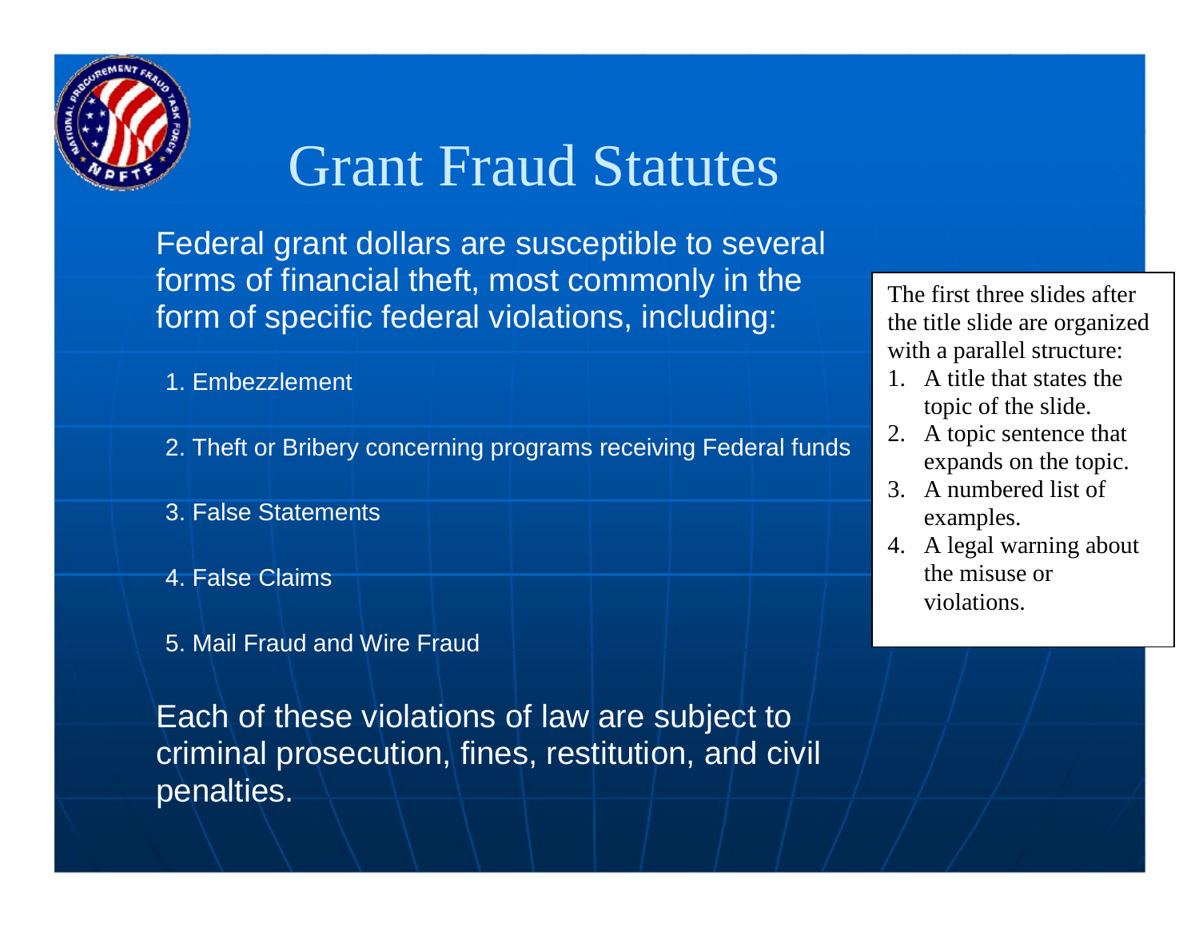# Grant Fraud Statutes

Federal grant dollars are susceptible to several forms of financial theft, most commonly in the form of specific federal violations, including:

1. Embezzlement
2. Theft or Bribery concerning programs receiving Federal funds
3. False Statements
4. False Claims
5. Mail Fraud and Wire Fraud

Each of these violations of law are subject to criminal prosecution, fines, restitution, and civil penalties.

The first three slides after the title slide are organized with a parallel structure:

1. A title that states the topic of the slide.
2. A topic sentence that expands on the topic.
3. A numbered list of examples.
4. A legal warning about the misuse or violations.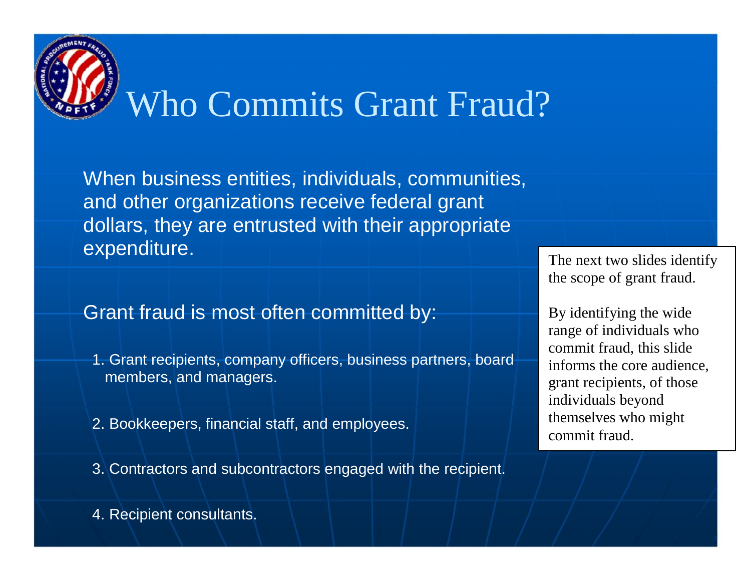# Who Commits Grant Fraud?

When business entities, individuals, communities, and other organizations receive federal grant dollars, they are entrusted with their appropriate expenditure.

Grant fraud is most often committed by:

1. Grant recipients, company officers, business partners, board members, and managers.
2. Bookkeepers, financial staff, and employees.
3. Contractors and subcontractors engaged with the recipient.
4. Recipient consultants.

The next two slides identify the scope of grant fraud.

By identifying the wide range of individuals who commit fraud, this slide informs the core audience, grant recipients, of those individuals beyond themselves who might commit fraud.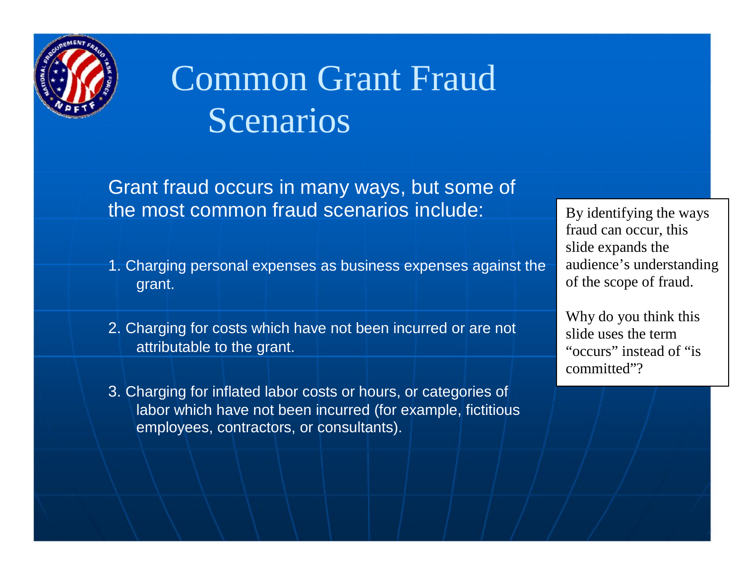# Common Grant Fraud Scenarios

Grant fraud occurs in many ways, but some of the most common fraud scenarios include:

1. Charging personal expenses as business expenses against the grant.

2. Charging for costs which have not been incurred or are not attributable to the grant.

3. Charging for inflated labor costs or hours, or categories of labor which have not been incurred (for example, fictitious employees, contractors, or consultants).

By identifying the ways fraud can occur, this slide expands the audience's understanding of the scope of fraud.

Why do you think this slide uses the term "occurs" instead of "is committed"?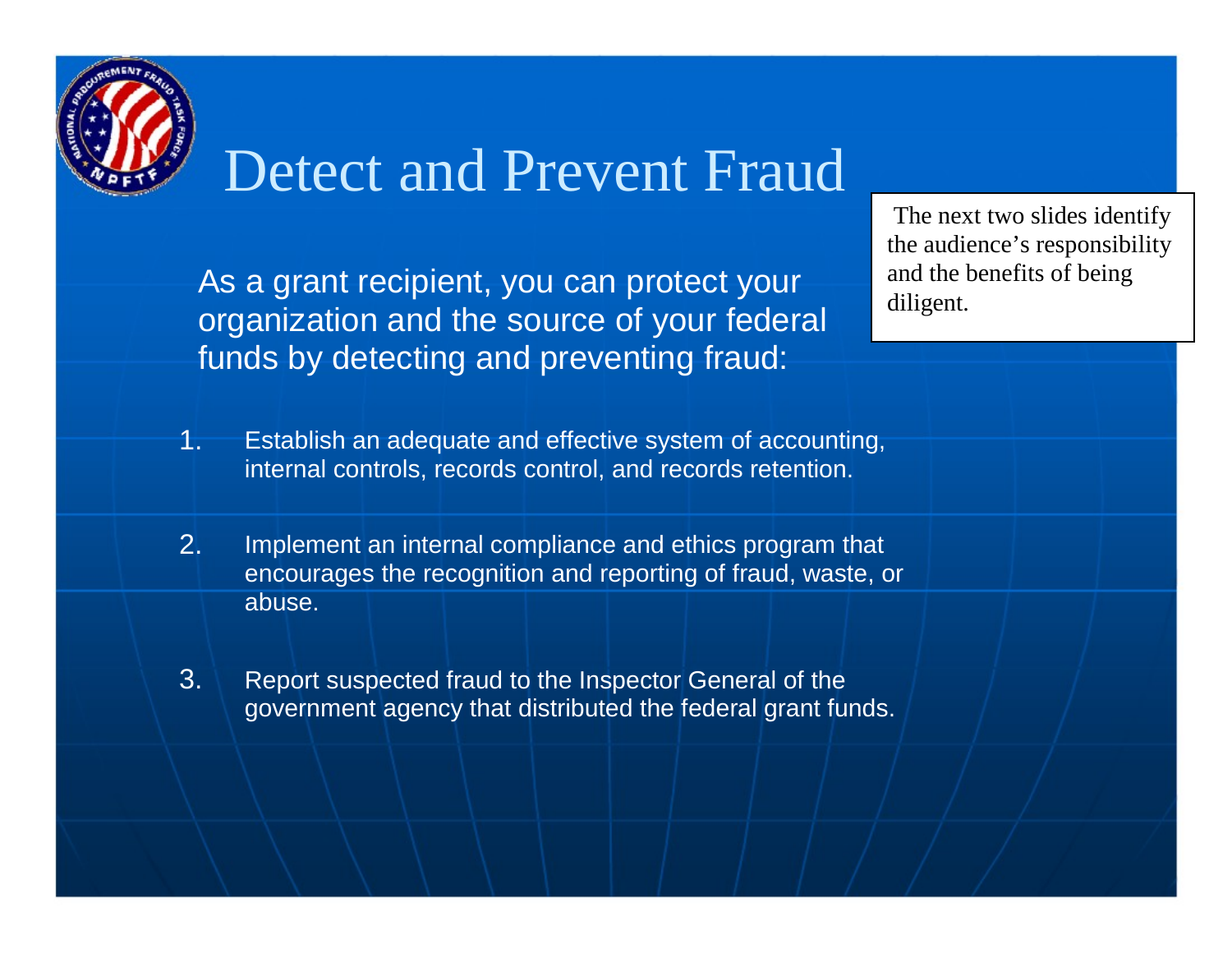# Detect and Prevent Fraud

The next two slides identify the audience's responsibility and the benefits of being diligent.

As a grant recipient, you can protect your organization and the source of your federal funds by detecting and preventing fraud:

1. Establish an adequate and effective system of accounting, internal controls, records control, and records retention.
2. Implement an internal compliance and ethics program that encourages the recognition and reporting of fraud, waste, or abuse.
3. Report suspected fraud to the Inspector General of the government agency that distributed the federal grant funds.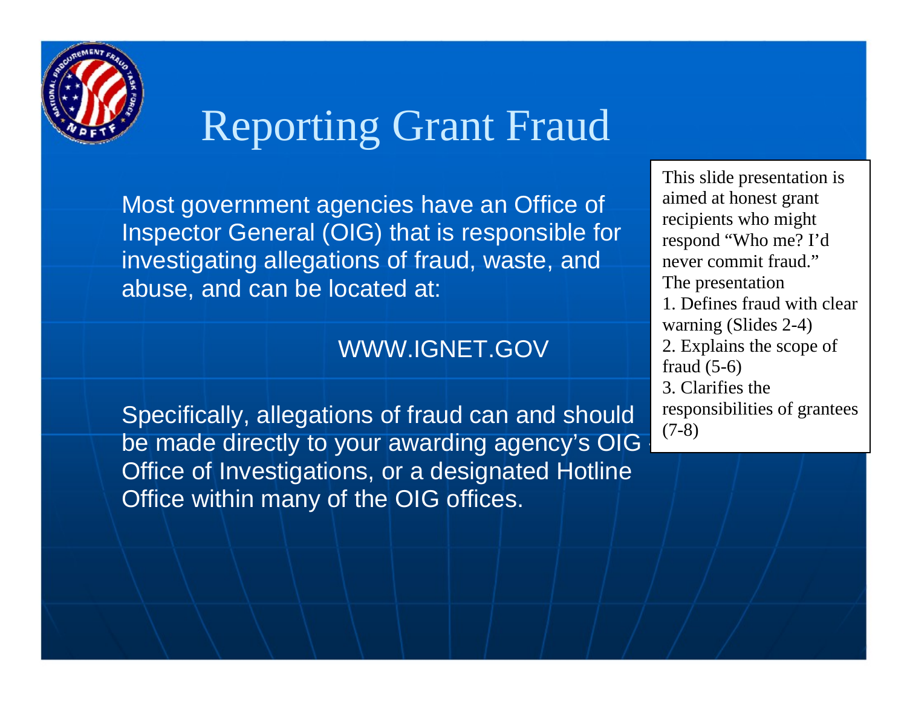# Reporting Grant Fraud

Most government agencies have an Office of Inspector General (OIG) that is responsible for investigating allegations of fraud, waste, and abuse, and can be located at:

WWW.IGNET.GOV

Specifically, allegations of fraud can and should be made directly to your awarding agency's OIG – Office of Investigations, or a designated Hotline Office within many of the OIG offices.

This slide presentation is aimed at honest grant recipients who might respond "Who me? I'd never commit fraud."
The presentation
1. Defines fraud with clear warning (Slides 2-4)
2. Explains the scope of fraud (5-6)
3. Clarifies the responsibilities of grantees (7-8)